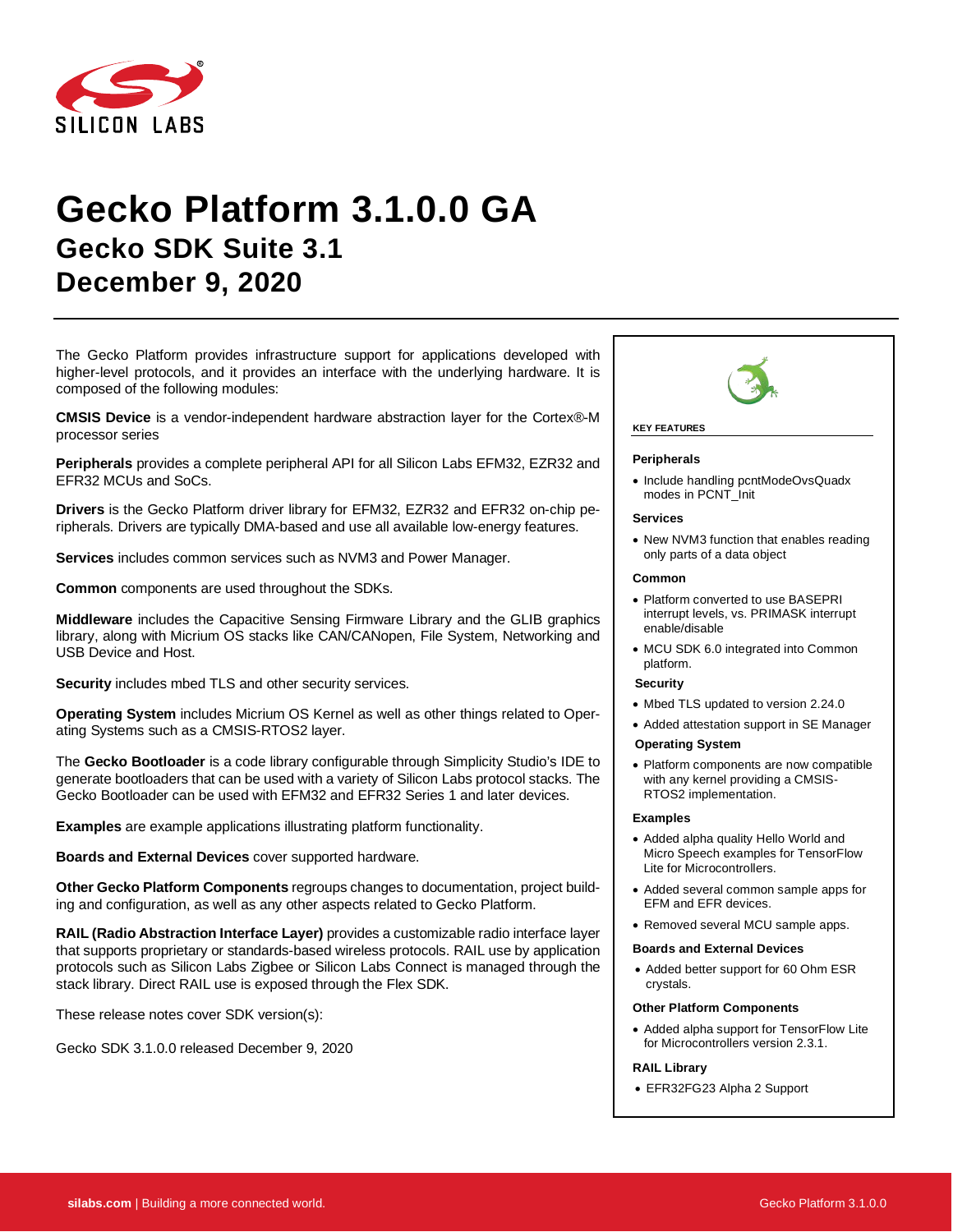# Gecko Platform 3.1.0.0 GA

## Gecko SDK Suite 3.1

## December 9, 2020

The Gecko Platform provides infrastructure support for applications developed with higher-level protocols, and it provides an interface with the underlying hardware. It is composed of the following modules:

**CMSIS Device** is a vendor-independent hardware abstraction layer for the Cortex®-M processor series

**Peripherals** provides a complete peripheral API for all Silicon Labs EFM32, EZR32 and EFR32 MCUs and SoCs.

**Drivers** is the Gecko Platform driver library for EFM32, EZR32 and EFR32 on-chip peripherals. Drivers are typically DMA-based and use all available low-energy features.

**Services** includes common services such as NVM3 and Power Manager.

**Common** components are used throughout the SDKs.

**Middleware** includes the Capacitive Sensing Firmware Library and the GLIB graphics library, along with Micrium OS stacks like CAN/CANopen, File System, Networking and USB Device and Host.

**Security** includes mbed TLS and other security services.

**Operating System** includes Micrium OS Kernel as well as other things related to Operating Systems such as a CMSIS-RTOS2 layer.

The **Gecko Bootloader** is a code library configurable through Simplicity Studio's IDE to generate bootloaders that can be used with a variety of Silicon Labs protocol stacks. The Gecko Bootloader can be used with EFM32 and EFR32 Series 1 and later devices.

**Examples** are example applications illustrating platform functionality.

**Boards and External Devices** cover supported hardware.

**Other Gecko Platform Components** regroups changes to documentation, project building and configuration, as well as any other aspects related to Gecko Platform.

**RAIL (Radio Abstraction Interface Layer)** provides a customizable radio interface layer that supports proprietary or standards-based wireless protocols. RAIL use by application protocols such as Silicon Labs Zigbee or Silicon Labs Connect is managed through the stack library. Direct RAIL use is exposed through the Flex SDK.

These release notes cover SDK version(s):

Gecko SDK 3.1.0.0 released December 9, 2020

**KEY FEATURES**

**Peripherals**

- Include handling pcntModeOvsQuadx modes in PCNT_Init

**Services**

- New NVM3 function that enables reading only parts of a data object

**Common**

- Platform converted to use BASEPRI interrupt levels, vs. PRIMASK interrupt enable/disable
- MCU SDK 6.0 integrated into Common platform.

**Security**

- Mbed TLS updated to version 2.24.0
- Added attestation support in SE Manager

**Operating System**

- Platform components are now compatible with any kernel providing a CMSIS-RTOS2 implementation.

**Examples**

- Added alpha quality Hello World and Micro Speech examples for TensorFlow Lite for Microcontrollers.
- Added several common sample apps for EFM and EFR devices.
- Removed several MCU sample apps.

**Boards and External Devices**

- Added better support for 60 Ohm ESR crystals.

**Other Platform Components**

- Added alpha support for TensorFlow Lite for Microcontrollers version 2.3.1.

**RAIL Library**

- EFR32FG23 Alpha 2 Support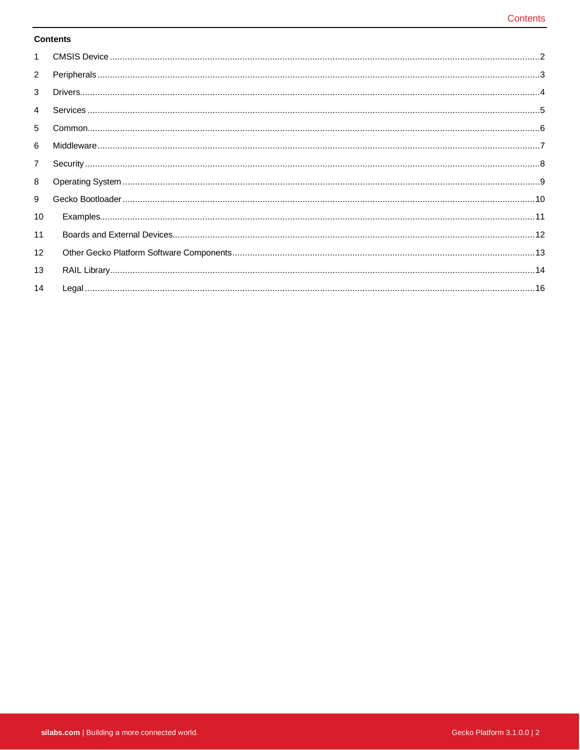**Contents**

1 CMSIS Device ........................................................................................................................................2

2 Peripherals ..........................................................................................................................................3

3 Drivers...................................................................................................................................................4

4 Services .................................................................................................................................................5

5 Common................................................................................................................................................6

6 Middleware ..........................................................................................................................................7

7 Security .................................................................................................................................................8

8 Operating System ...............................................................................................................................9

9 Gecko Bootloader ..............................................................................................................................10

10 Examples..........................................................................................................................................11

11 Boards and External Devices...........................................................................................................12

12 Other Gecko Platform Software Components.................................................................................13

13 RAIL Library......................................................................................................................................14

14 Legal ..................................................................................................................................................16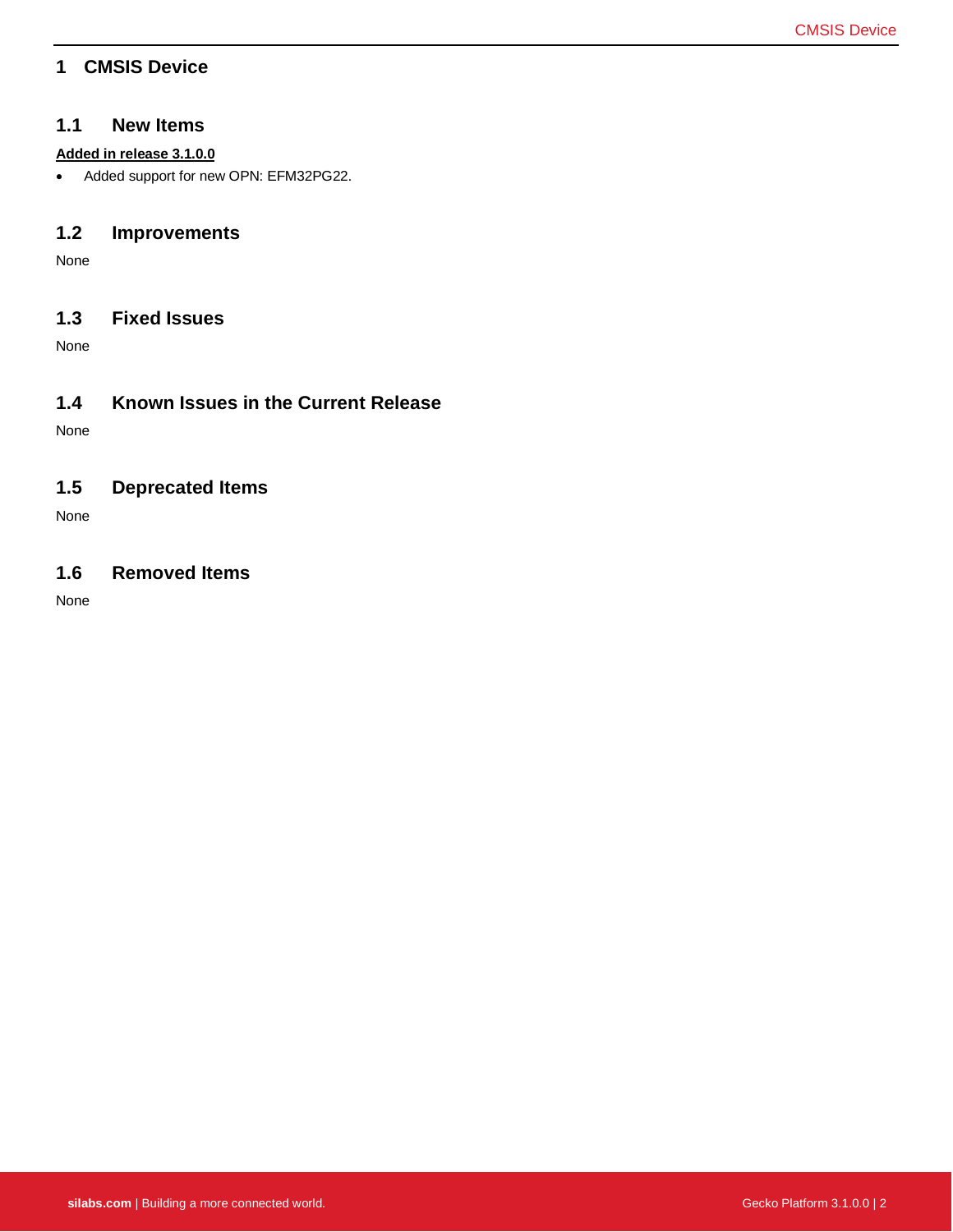# 1 CMSIS Device

## 1.1 New Items

**Added in release 3.1.0.0**

- Added support for new OPN: EFM32PG22.

## 1.2 Improvements

None

## 1.3 Fixed Issues

None

## 1.4 Known Issues in the Current Release

None

## 1.5 Deprecated Items

None

## 1.6 Removed Items

None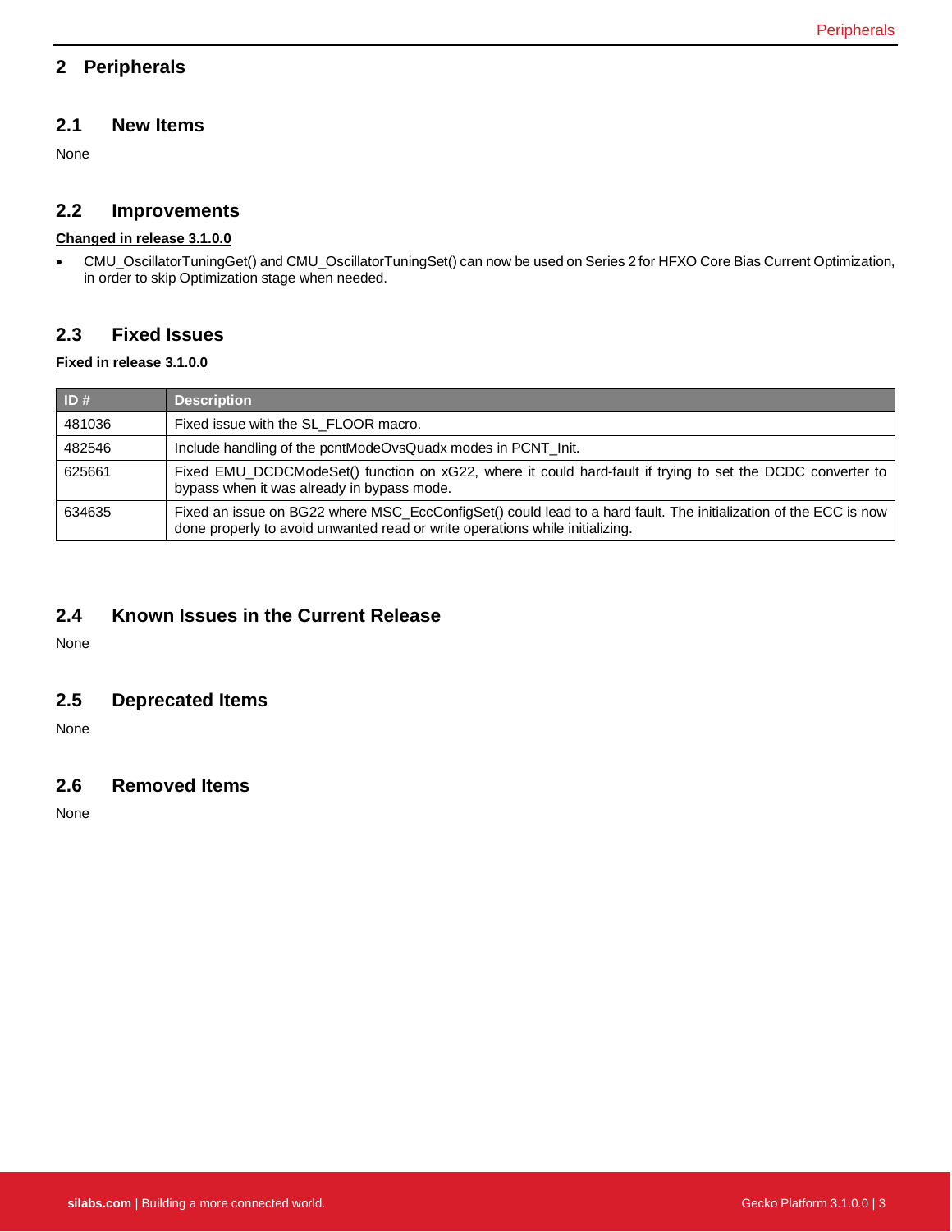# 2 Peripherals

## 2.1 New Items

None

## 2.2 Improvements

**Changed in release 3.1.0.0**

- CMU_OscillatorTuningGet() and CMU_OscillatorTuningSet() can now be used on Series 2 for HFXO Core Bias Current Optimization, in order to skip Optimization stage when needed.

## 2.3 Fixed Issues

**Fixed in release 3.1.0.0**

| ID # | Description |
|---|---|
| 481036 | Fixed issue with the SL_FLOOR macro. |
| 482546 | Include handling of the pcntModeOvsQuadx modes in PCNT_Init. |
| 625661 | Fixed EMU_DCDCModeSet() function on xG22, where it could hard-fault if trying to set the DCDC converter to bypass when it was already in bypass mode. |
| 634635 | Fixed an issue on BG22 where MSC_EccConfigSet() could lead to a hard fault. The initialization of the ECC is now done properly to avoid unwanted read or write operations while initializing. |

## 2.4 Known Issues in the Current Release

None

## 2.5 Deprecated Items

None

## 2.6 Removed Items

None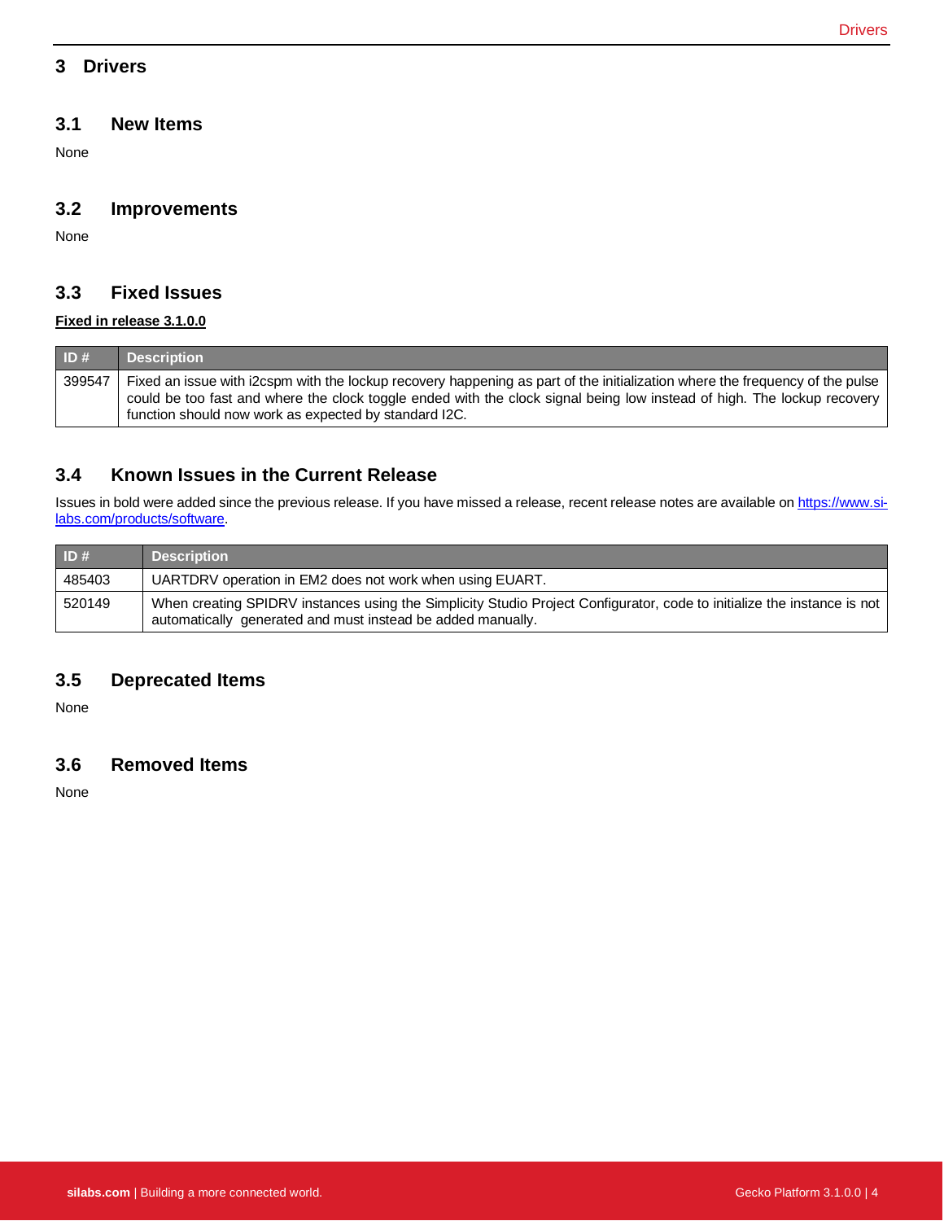# 3 Drivers

## 3.1 New Items

None

## 3.2 Improvements

None

## 3.3 Fixed Issues

**Fixed in release 3.1.0.0**

| ID # | Description |
|---|---|
| 399547 | Fixed an issue with i2cspm with the lockup recovery happening as part of the initialization where the frequency of the pulse could be too fast and where the clock toggle ended with the clock signal being low instead of high. The lockup recovery function should now work as expected by standard I2C. |

## 3.4 Known Issues in the Current Release

Issues in bold were added since the previous release. If you have missed a release, recent release notes are available on [https://www.silabs.com/products/software](https://www.silabs.com/products/software).

| ID # | Description |
|---|---|
| 485403 | UARTDRV operation in EM2 does not work when using EUART. |
| 520149 | When creating SPIDRV instances using the Simplicity Studio Project Configurator, code to initialize the instance is not automatically generated and must instead be added manually. |

## 3.5 Deprecated Items

None

## 3.6 Removed Items

None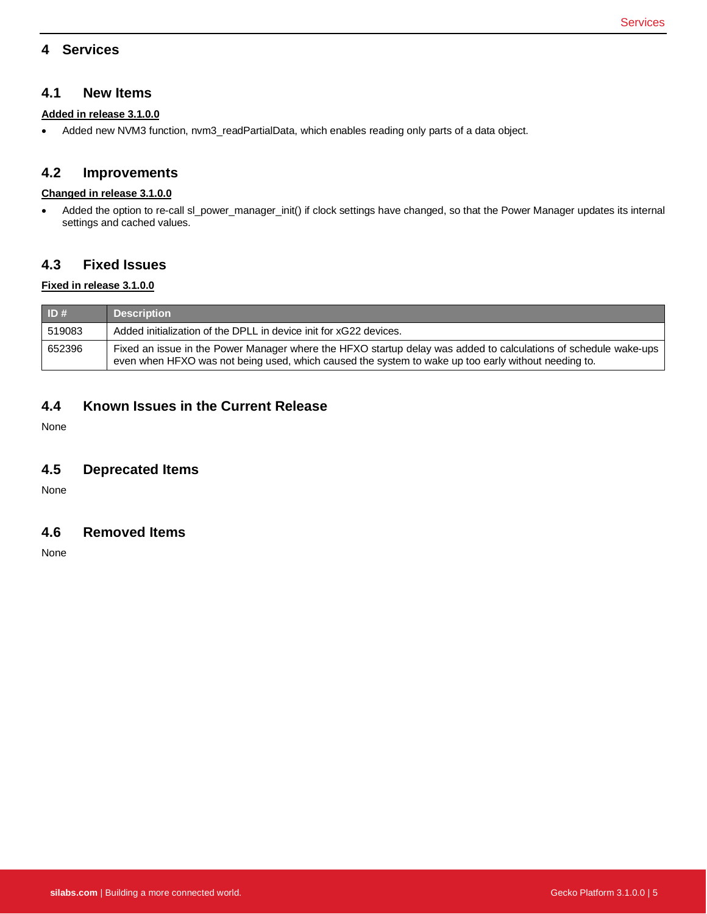# 4 Services

## 4.1 New Items

**Added in release 3.1.0.0**

- Added new NVM3 function, nvm3_readPartialData, which enables reading only parts of a data object.

## 4.2 Improvements

**Changed in release 3.1.0.0**

- Added the option to re-call sl_power_manager_init() if clock settings have changed, so that the Power Manager updates its internal settings and cached values.

## 4.3 Fixed Issues

**Fixed in release 3.1.0.0**

| ID # | Description |
|---|---|
| 519083 | Added initialization of the DPLL in device init for xG22 devices. |
| 652396 | Fixed an issue in the Power Manager where the HFXO startup delay was added to calculations of schedule wake-ups even when HFXO was not being used, which caused the system to wake up too early without needing to. |

## 4.4 Known Issues in the Current Release

None

## 4.5 Deprecated Items

None

## 4.6 Removed Items

None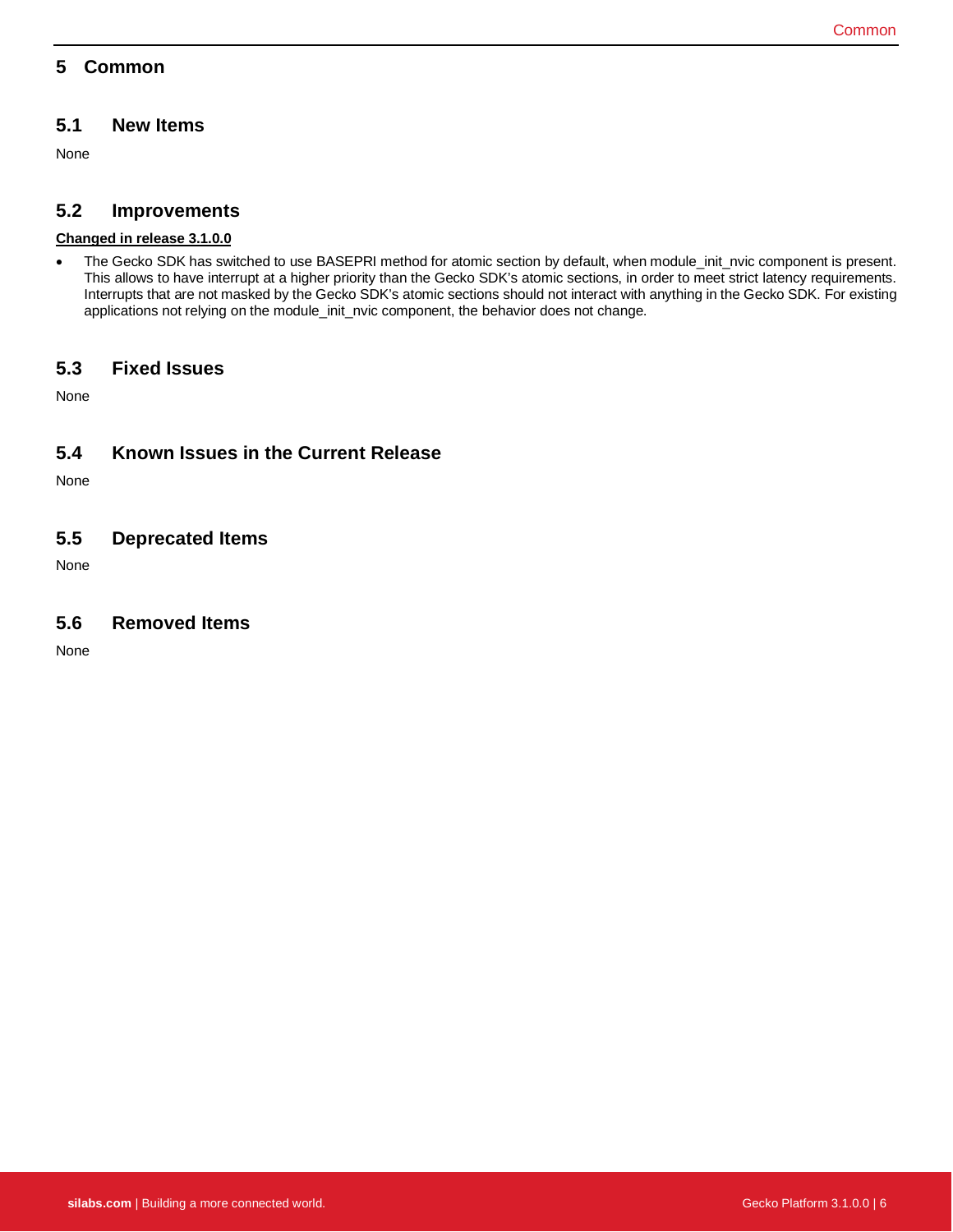# 5 Common

## 5.1 New Items

None

## 5.2 Improvements

**Changed in release 3.1.0.0**

- The Gecko SDK has switched to use BASEPRI method for atomic section by default, when module_init_nvic component is present. This allows to have interrupt at a higher priority than the Gecko SDK's atomic sections, in order to meet strict latency requirements. Interrupts that are not masked by the Gecko SDK's atomic sections should not interact with anything in the Gecko SDK. For existing applications not relying on the module_init_nvic component, the behavior does not change.

## 5.3 Fixed Issues

None

## 5.4 Known Issues in the Current Release

None

## 5.5 Deprecated Items

None

## 5.6 Removed Items

None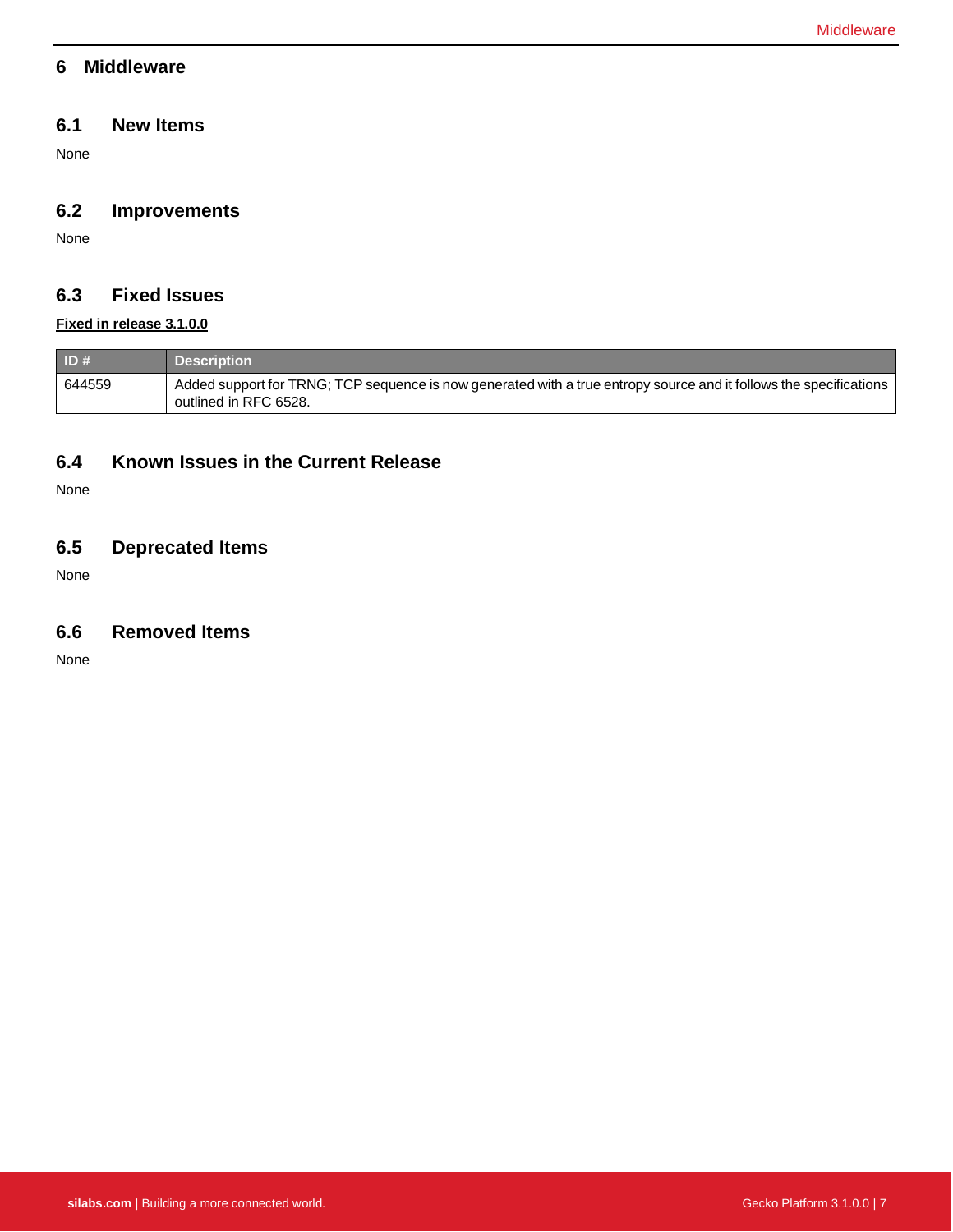# 6 Middleware

## 6.1 New Items

None

## 6.2 Improvements

None

## 6.3 Fixed Issues

**Fixed in release 3.1.0.0**

| ID # | Description |
|---|---|
| 644559 | Added support for TRNG; TCP sequence is now generated with a true entropy source and it follows the specifications outlined in RFC 6528. |

## 6.4 Known Issues in the Current Release

None

## 6.5 Deprecated Items

None

## 6.6 Removed Items

None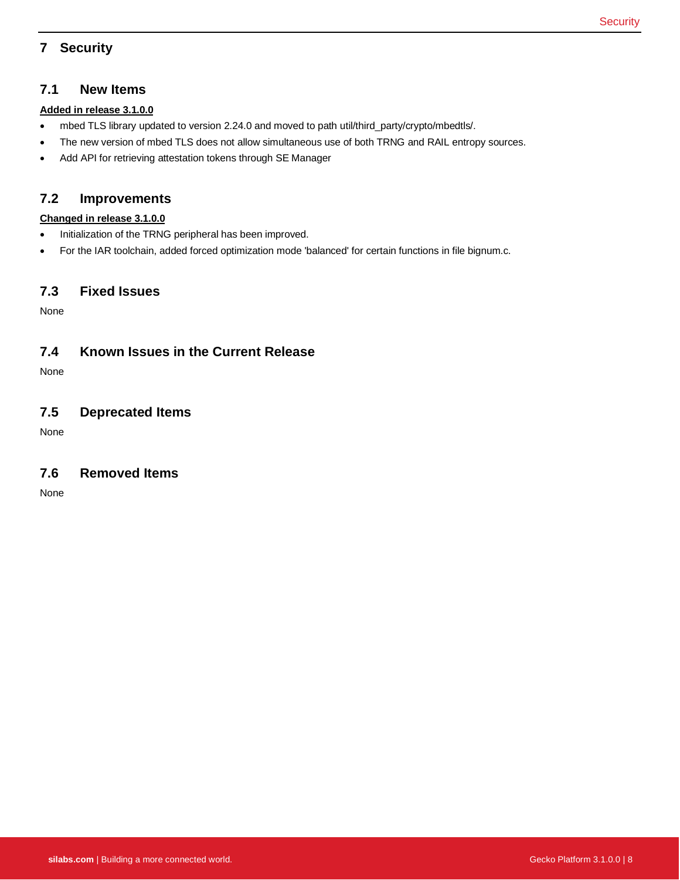# 7 Security

## 7.1 New Items

**Added in release 3.1.0.0**

- mbed TLS library updated to version 2.24.0 and moved to path util/third_party/crypto/mbedtls/.
- The new version of mbed TLS does not allow simultaneous use of both TRNG and RAIL entropy sources.
- Add API for retrieving attestation tokens through SE Manager

## 7.2 Improvements

**Changed in release 3.1.0.0**

- Initialization of the TRNG peripheral has been improved.
- For the IAR toolchain, added forced optimization mode 'balanced' for certain functions in file bignum.c.

## 7.3 Fixed Issues

None

## 7.4 Known Issues in the Current Release

None

## 7.5 Deprecated Items

None

## 7.6 Removed Items

None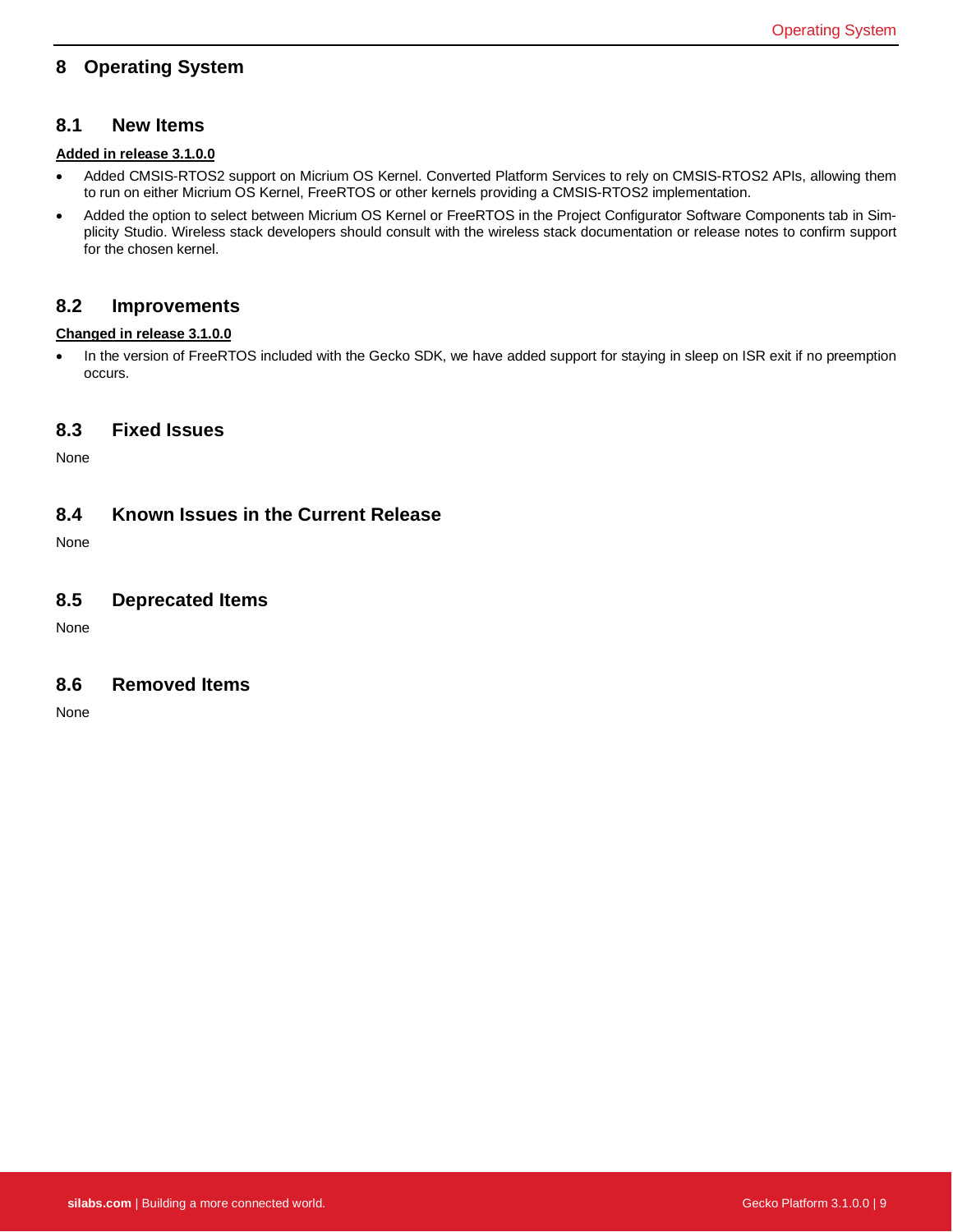# 8 Operating System

## 8.1 New Items

**Added in release 3.1.0.0**

- Added CMSIS-RTOS2 support on Micrium OS Kernel. Converted Platform Services to rely on CMSIS-RTOS2 APIs, allowing them to run on either Micrium OS Kernel, FreeRTOS or other kernels providing a CMSIS-RTOS2 implementation.
- Added the option to select between Micrium OS Kernel or FreeRTOS in the Project Configurator Software Components tab in Simplicity Studio. Wireless stack developers should consult with the wireless stack documentation or release notes to confirm support for the chosen kernel.

## 8.2 Improvements

**Changed in release 3.1.0.0**

- In the version of FreeRTOS included with the Gecko SDK, we have added support for staying in sleep on ISR exit if no preemption occurs.

## 8.3 Fixed Issues

None

## 8.4 Known Issues in the Current Release

None

## 8.5 Deprecated Items

None

## 8.6 Removed Items

None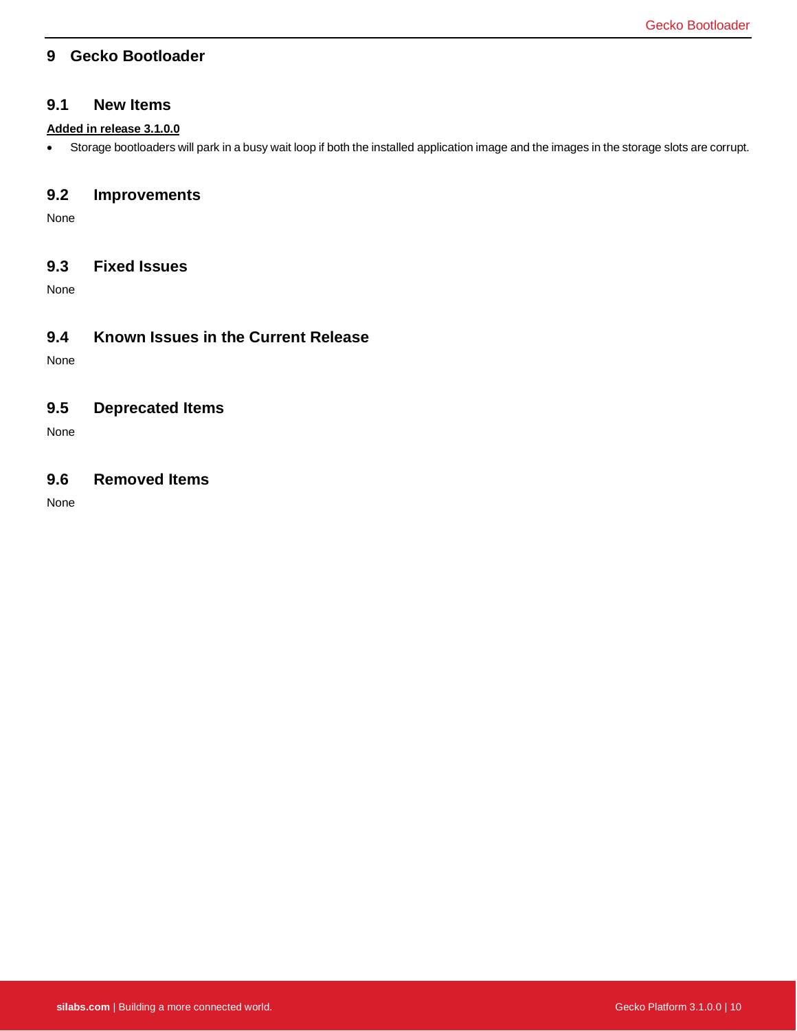# 9 Gecko Bootloader

## 9.1 New Items

**Added in release 3.1.0.0**

- Storage bootloaders will park in a busy wait loop if both the installed application image and the images in the storage slots are corrupt.

## 9.2 Improvements

None

## 9.3 Fixed Issues

None

## 9.4 Known Issues in the Current Release

None

## 9.5 Deprecated Items

None

## 9.6 Removed Items

None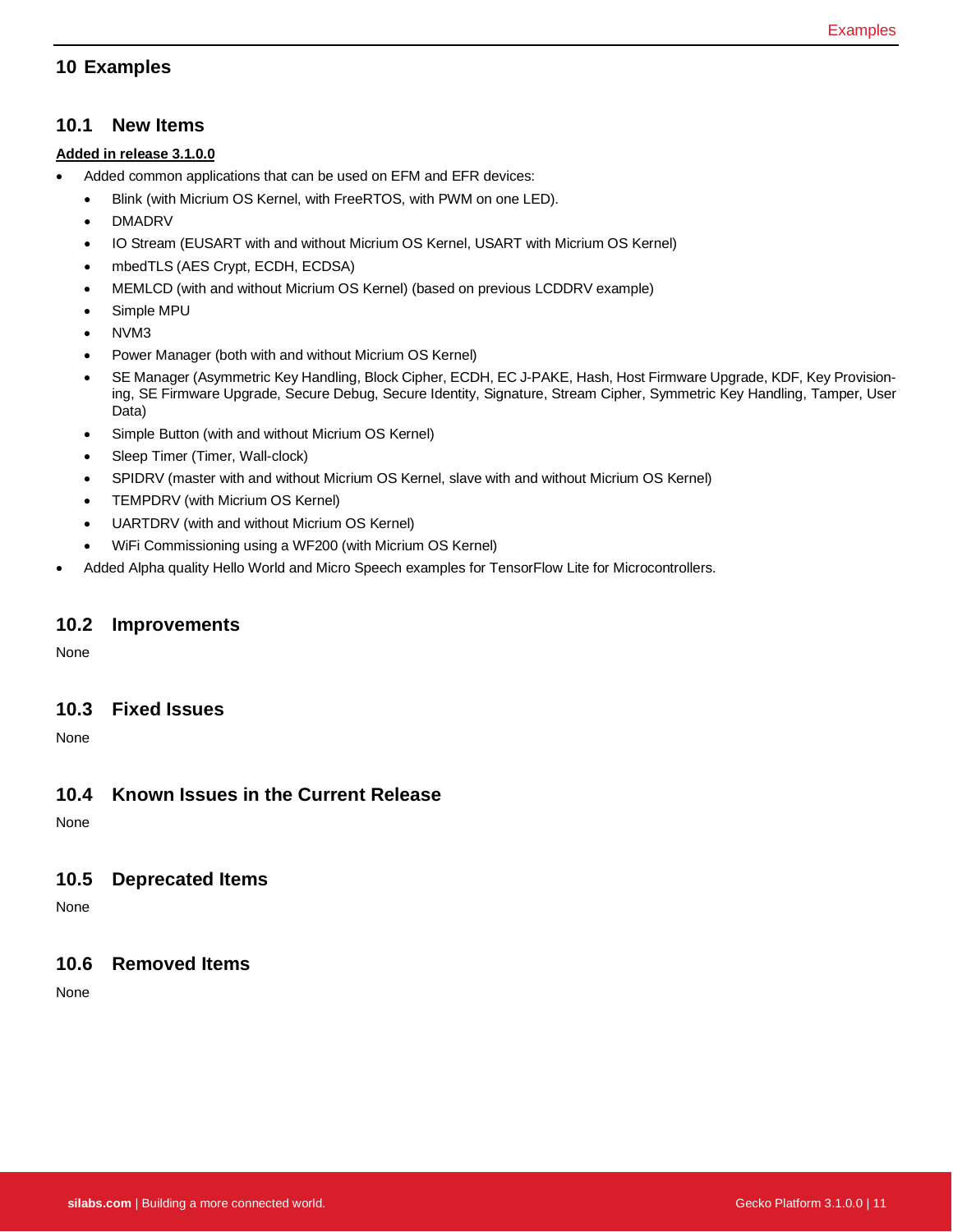# 10 Examples

## 10.1 New Items

**Added in release 3.1.0.0**

- Added common applications that can be used on EFM and EFR devices:
  - Blink (with Micrium OS Kernel, with FreeRTOS, with PWM on one LED).
  - DMADRV
  - IO Stream (EUSART with and without Micrium OS Kernel, USART with Micrium OS Kernel)
  - mbedTLS (AES Crypt, ECDH, ECDSA)
  - MEMLCD (with and without Micrium OS Kernel) (based on previous LCDDRV example)
  - Simple MPU
  - NVM3
  - Power Manager (both with and without Micrium OS Kernel)
  - SE Manager (Asymmetric Key Handling, Block Cipher, ECDH, EC J-PAKE, Hash, Host Firmware Upgrade, KDF, Key Provisioning, SE Firmware Upgrade, Secure Debug, Secure Identity, Signature, Stream Cipher, Symmetric Key Handling, Tamper, User Data)
  - Simple Button (with and without Micrium OS Kernel)
  - Sleep Timer (Timer, Wall-clock)
  - SPIDRV (master with and without Micrium OS Kernel, slave with and without Micrium OS Kernel)
  - TEMPDRV (with Micrium OS Kernel)
  - UARTDRV (with and without Micrium OS Kernel)
  - WiFi Commissioning using a WF200 (with Micrium OS Kernel)
- Added Alpha quality Hello World and Micro Speech examples for TensorFlow Lite for Microcontrollers.

## 10.2 Improvements

None

## 10.3 Fixed Issues

None

## 10.4 Known Issues in the Current Release

None

## 10.5 Deprecated Items

None

## 10.6 Removed Items

None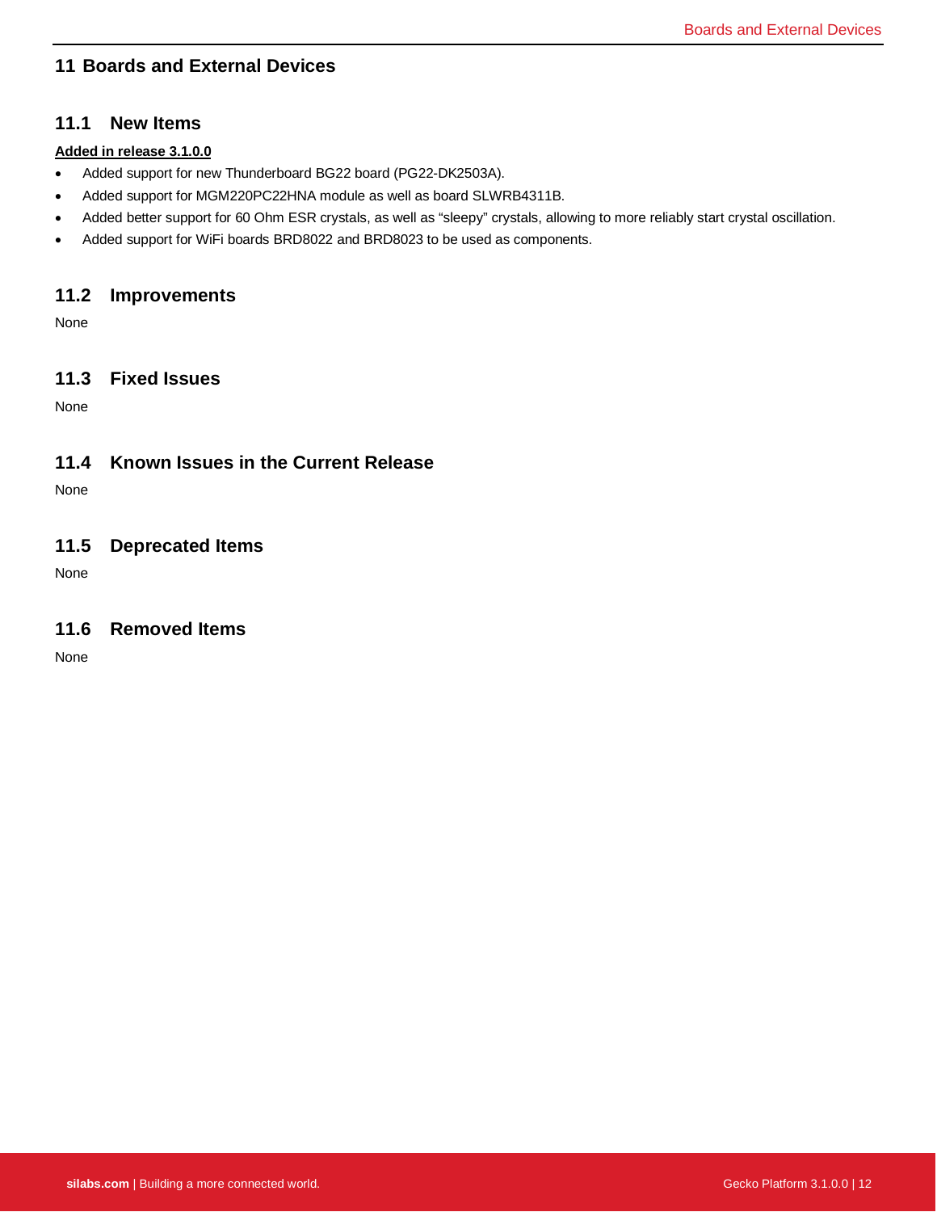# 11 Boards and External Devices

## 11.1 New Items

**Added in release 3.1.0.0**

- Added support for new Thunderboard BG22 board (PG22-DK2503A).
- Added support for MGM220PC22HNA module as well as board SLWRB4311B.
- Added better support for 60 Ohm ESR crystals, as well as “sleepy” crystals, allowing to more reliably start crystal oscillation.
- Added support for WiFi boards BRD8022 and BRD8023 to be used as components.

## 11.2 Improvements

None

## 11.3 Fixed Issues

None

## 11.4 Known Issues in the Current Release

None

## 11.5 Deprecated Items

None

## 11.6 Removed Items

None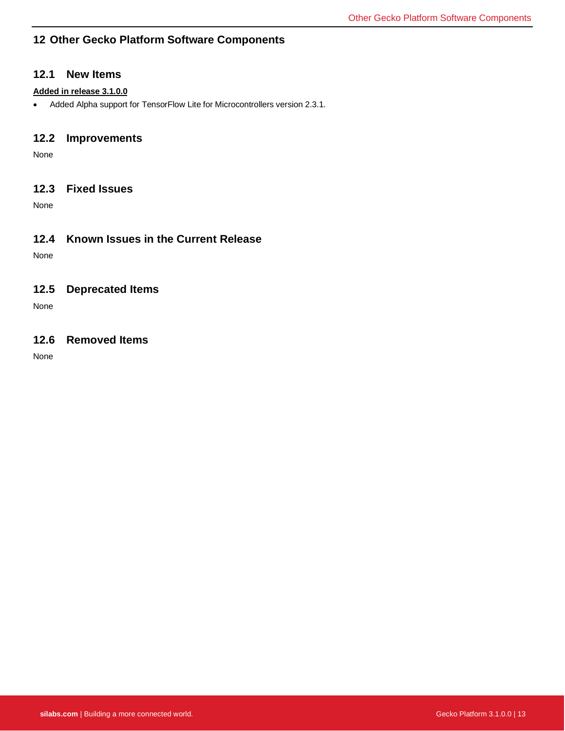# 12 Other Gecko Platform Software Components

## 12.1 New Items

**Added in release 3.1.0.0**

- Added Alpha support for TensorFlow Lite for Microcontrollers version 2.3.1.

## 12.2 Improvements

None

## 12.3 Fixed Issues

None

## 12.4 Known Issues in the Current Release

None

## 12.5 Deprecated Items

None

## 12.6 Removed Items

None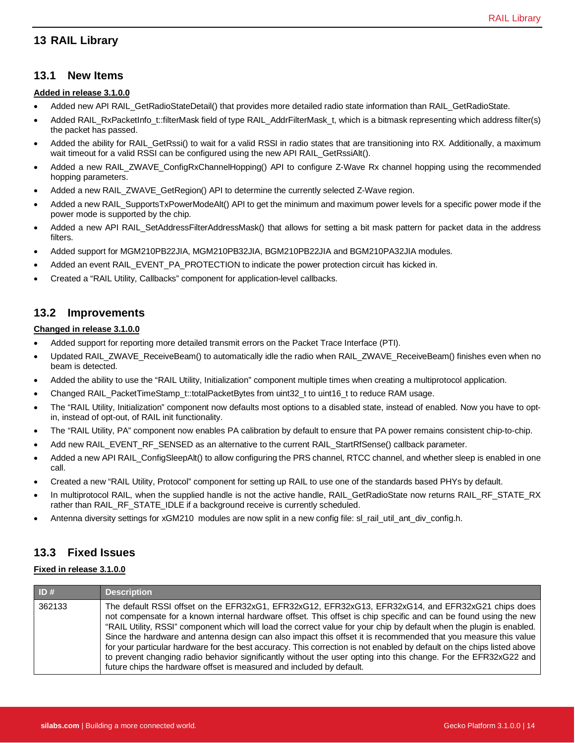# 13 RAIL Library

## 13.1 New Items

**Added in release 3.1.0.0**

- Added new API RAIL_GetRadioStateDetail() that provides more detailed radio state information than RAIL_GetRadioState.
- Added RAIL_RxPacketInfo_t::filterMask field of type RAIL_AddrFilterMask_t, which is a bitmask representing which address filter(s) the packet has passed.
- Added the ability for RAIL_GetRssi() to wait for a valid RSSI in radio states that are transitioning into RX. Additionally, a maximum wait timeout for a valid RSSI can be configured using the new API RAIL_GetRssiAlt().
- Added a new RAIL_ZWAVE_ConfigRxChannelHopping() API to configure Z-Wave Rx channel hopping using the recommended hopping parameters.
- Added a new RAIL_ZWAVE_GetRegion() API to determine the currently selected Z-Wave region.
- Added a new RAIL_SupportsTxPowerModeAlt() API to get the minimum and maximum power levels for a specific power mode if the power mode is supported by the chip.
- Added a new API RAIL_SetAddressFilterAddressMask() that allows for setting a bit mask pattern for packet data in the address filters.
- Added support for MGM210PB22JIA, MGM210PB32JIA, BGM210PB22JIA and BGM210PA32JIA modules.
- Added an event RAIL_EVENT_PA_PROTECTION to indicate the power protection circuit has kicked in.
- Created a "RAIL Utility, Callbacks" component for application-level callbacks.

## 13.2 Improvements

**Changed in release 3.1.0.0**

- Added support for reporting more detailed transmit errors on the Packet Trace Interface (PTI).
- Updated RAIL_ZWAVE_ReceiveBeam() to automatically idle the radio when RAIL_ZWAVE_ReceiveBeam() finishes even when no beam is detected.
- Added the ability to use the "RAIL Utility, Initialization" component multiple times when creating a multiprotocol application.
- Changed RAIL_PacketTimeStamp_t::totalPacketBytes from uint32_t to uint16_t to reduce RAM usage.
- The "RAIL Utility, Initialization" component now defaults most options to a disabled state, instead of enabled. Now you have to opt-in, instead of opt-out, of RAIL init functionality.
- The "RAIL Utility, PA" component now enables PA calibration by default to ensure that PA power remains consistent chip-to-chip.
- Add new RAIL_EVENT_RF_SENSED as an alternative to the current RAIL_StartRfSense() callback parameter.
- Added a new API RAIL_ConfigSleepAlt() to allow configuring the PRS channel, RTCC channel, and whether sleep is enabled in one call.
- Created a new "RAIL Utility, Protocol" component for setting up RAIL to use one of the standards based PHYs by default.
- In multiprotocol RAIL, when the supplied handle is not the active handle, RAIL_GetRadioState now returns RAIL_RF_STATE_RX rather than RAIL_RF_STATE_IDLE if a background receive is currently scheduled.
- Antenna diversity settings for xGM210 modules are now split in a new config file: sl_rail_util_ant_div_config.h.

## 13.3 Fixed Issues

**Fixed in release 3.1.0.0**

| ID # | Description |
|---|---|
| 362133 | The default RSSI offset on the EFR32xG1, EFR32xG12, EFR32xG13, EFR32xG14, and EFR32xG21 chips does not compensate for a known internal hardware offset. This offset is chip specific and can be found using the new "RAIL Utility, RSSI" component which will load the correct value for your chip by default when the plugin is enabled. Since the hardware and antenna design can also impact this offset it is recommended that you measure this value for your particular hardware for the best accuracy. This correction is not enabled by default on the chips listed above to prevent changing radio behavior significantly without the user opting into this change. For the EFR32xG22 and future chips the hardware offset is measured and included by default. |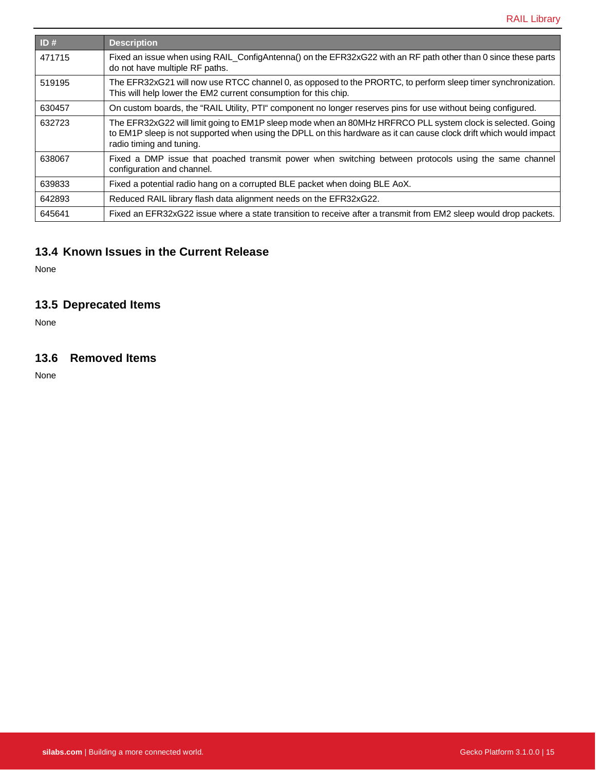| ID # | Description |
|---|---|
| 471715 | Fixed an issue when using RAIL_ConfigAntenna() on the EFR32xG22 with an RF path other than 0 since these parts do not have multiple RF paths. |
| 519195 | The EFR32xG21 will now use RTCC channel 0, as opposed to the PRORTC, to perform sleep timer synchronization. This will help lower the EM2 current consumption for this chip. |
| 630457 | On custom boards, the “RAIL Utility, PTI“ component no longer reserves pins for use without being configured. |
| 632723 | The EFR32xG22 will limit going to EM1P sleep mode when an 80MHz HRFRCO PLL system clock is selected. Going to EM1P sleep is not supported when using the DPLL on this hardware as it can cause clock drift which would impact radio timing and tuning. |
| 638067 | Fixed a DMP issue that poached transmit power when switching between protocols using the same channel configuration and channel. |
| 639833 | Fixed a potential radio hang on a corrupted BLE packet when doing BLE AoX. |
| 642893 | Reduced RAIL library flash data alignment needs on the EFR32xG22. |
| 645641 | Fixed an EFR32xG22 issue where a state transition to receive after a transmit from EM2 sleep would drop packets. |

## 13.4 Known Issues in the Current Release

None

## 13.5 Deprecated Items

None

## 13.6 Removed Items

None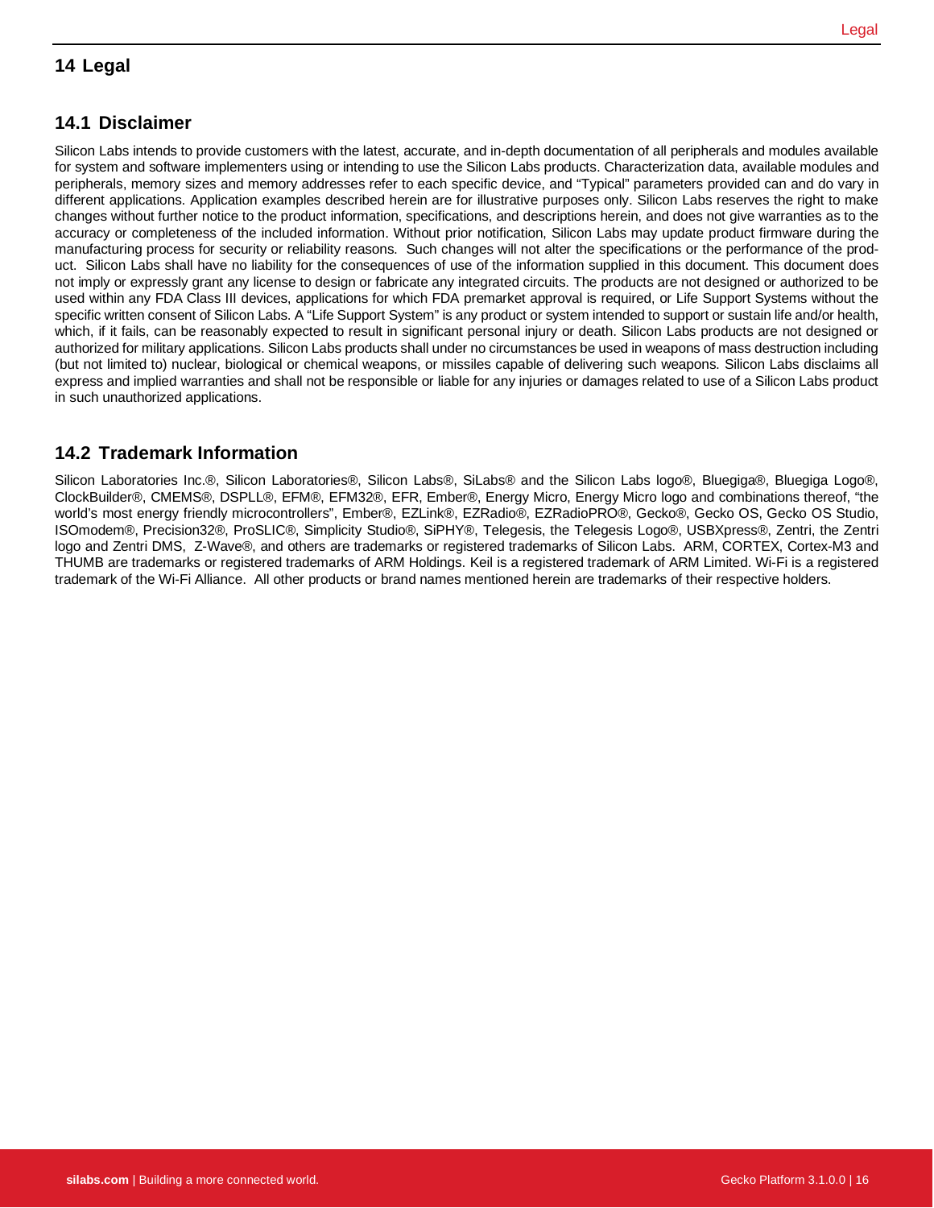# 14 Legal

## 14.1 Disclaimer

Silicon Labs intends to provide customers with the latest, accurate, and in-depth documentation of all peripherals and modules available for system and software implementers using or intending to use the Silicon Labs products. Characterization data, available modules and peripherals, memory sizes and memory addresses refer to each specific device, and "Typical" parameters provided can and do vary in different applications. Application examples described herein are for illustrative purposes only. Silicon Labs reserves the right to make changes without further notice to the product information, specifications, and descriptions herein, and does not give warranties as to the accuracy or completeness of the included information. Without prior notification, Silicon Labs may update product firmware during the manufacturing process for security or reliability reasons. Such changes will not alter the specifications or the performance of the product. Silicon Labs shall have no liability for the consequences of use of the information supplied in this document. This document does not imply or expressly grant any license to design or fabricate any integrated circuits. The products are not designed or authorized to be used within any FDA Class III devices, applications for which FDA premarket approval is required, or Life Support Systems without the specific written consent of Silicon Labs. A "Life Support System" is any product or system intended to support or sustain life and/or health, which, if it fails, can be reasonably expected to result in significant personal injury or death. Silicon Labs products are not designed or authorized for military applications. Silicon Labs products shall under no circumstances be used in weapons of mass destruction including (but not limited to) nuclear, biological or chemical weapons, or missiles capable of delivering such weapons. Silicon Labs disclaims all express and implied warranties and shall not be responsible or liable for any injuries or damages related to use of a Silicon Labs product in such unauthorized applications.

## 14.2 Trademark Information

Silicon Laboratories Inc.®, Silicon Laboratories®, Silicon Labs®, SiLabs® and the Silicon Labs logo®, Bluegiga®, Bluegiga Logo®, ClockBuilder®, CMEMS®, DSPLL®, EFM®, EFM32®, EFR, Ember®, Energy Micro, Energy Micro logo and combinations thereof, "the world's most energy friendly microcontrollers", Ember®, EZLink®, EZRadio®, EZRadioPRO®, Gecko®, Gecko OS, Gecko OS Studio, ISOmodem®, Precision32®, ProSLIC®, Simplicity Studio®, SiPHY®, Telegesis, the Telegesis Logo®, USBXpress®, Zentri, the Zentri logo and Zentri DMS, Z-Wave®, and others are trademarks or registered trademarks of Silicon Labs. ARM, CORTEX, Cortex-M3 and THUMB are trademarks or registered trademarks of ARM Holdings. Keil is a registered trademark of ARM Limited. Wi-Fi is a registered trademark of the Wi-Fi Alliance. All other products or brand names mentioned herein are trademarks of their respective holders.